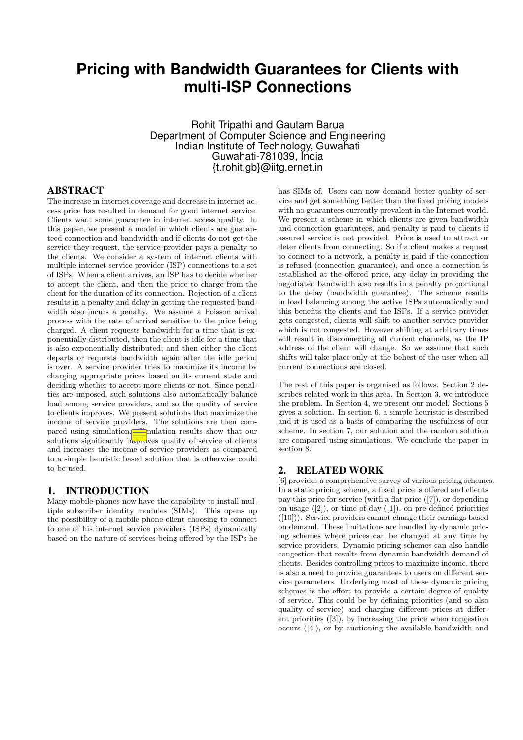# Pricing with Bandwidth Guarantees for Clients with multi-ISP Connections

Rohit Tripathi and Gautam Barua
Department of Computer Science and Engineering
Indian Institute of Technology, Guwahati
Guwahati-781039, India
{t.rohit,gb}@iitg.ernet.in

## ABSTRACT

The increase in internet coverage and decrease in internet access price has resulted in demand for good internet service. Clients want some guarantee in internet access quality. In this paper, we present a model in which clients are guaranteed connection and bandwidth and if clients do not get the service they request, the service provider pays a penalty to the clients. We consider a system of internet clients with multiple internet service provider (ISP) connections to a set of ISPs. When a client arrives, an ISP has to decide whether to accept the client, and then the price to charge from the client for the duration of its connection. Rejection of a client results in a penalty and delay in getting the requested bandwidth also incurs a penalty. We assume a Poisson arrival process with the rate of arrival sensitive to the price being charged. A client requests bandwidth for a time that is exponentially distributed, then the client is idle for a time that is also exponentially distributed; and then either the client departs or requests bandwidth again after the idle period is over. A service provider tries to maximize its income by charging appropriate prices based on its current state and deciding whether to accept more clients or not. Since penalties are imposed, such solutions also automatically balance load among service providers, and so the quality of service to clients improves. We present solutions that maximize the income of service providers. The solutions are then compared using simulation. Simulation results show that our solutions significantly improves quality of service of clients and increases the income of service providers as compared to a simple heuristic based solution that is otherwise could to be used.

## 1. INTRODUCTION

Many mobile phones now have the capability to install multiple subscriber identity modules (SIMs). This opens up the possibility of a mobile phone client choosing to connect to one of his internet service providers (ISPs) dynamically based on the nature of services being offered by the ISPs he has SIMs of. Users can now demand better quality of service and get something better than the fixed pricing models with no guarantees currently prevalent in the Internet world. We present a scheme in which clients are given bandwidth and connection guarantees, and penalty is paid to clients if assured service is not provided. Price is used to attract or deter clients from connecting. So if a client makes a request to connect to a network, a penalty is paid if the connection is refused (connection guarantee), and once a connection is established at the offered price, any delay in providing the negotiated bandwidth also results in a penalty proportional to the delay (bandwidth guarantee). The scheme results in load balancing among the active ISPs automatically and this benefits the clients and the ISPs. If a service provider gets congested, clients will shift to another service provider which is not congested. However shifting at arbitrary times will result in disconnecting all current channels, as the IP address of the client will change. So we assume that such shifts will take place only at the behest of the user when all current connections are closed.

The rest of this paper is organised as follows. Section 2 describes related work in this area. In Section 3, we introduce the problem. In Section 4, we present our model. Sections 5 gives a solution. In section 6, a simple heuristic is described and it is used as a basis of comparing the usefulness of our scheme. In section 7, our solution and the random solution are compared using simulations. We conclude the paper in section 8.

## 2. RELATED WORK

[6] provides a comprehensive survey of various pricing schemes. In a static pricing scheme, a fixed price is offered and clients pay this price for service (with a flat price ([7]), or depending on usage ([2]), or time-of-day ([1]), on pre-defined priorities ([10])). Service providers cannot change their earnings based on demand. These limitations are handled by dynamic pricing schemes where prices can be changed at any time by service providers. Dynamic pricing schemes can also handle congestion that results from dynamic bandwidth demand of clients. Besides controlling prices to maximize income, there is also a need to provide guarantees to users on different service parameters. Underlying most of these dynamic pricing schemes is the effort to provide a certain degree of quality of service. This could be by defining priorities (and so also quality of service) and charging different prices at different priorities ([3]), by increasing the price when congestion occurs ([4]), or by auctioning the available bandwidth and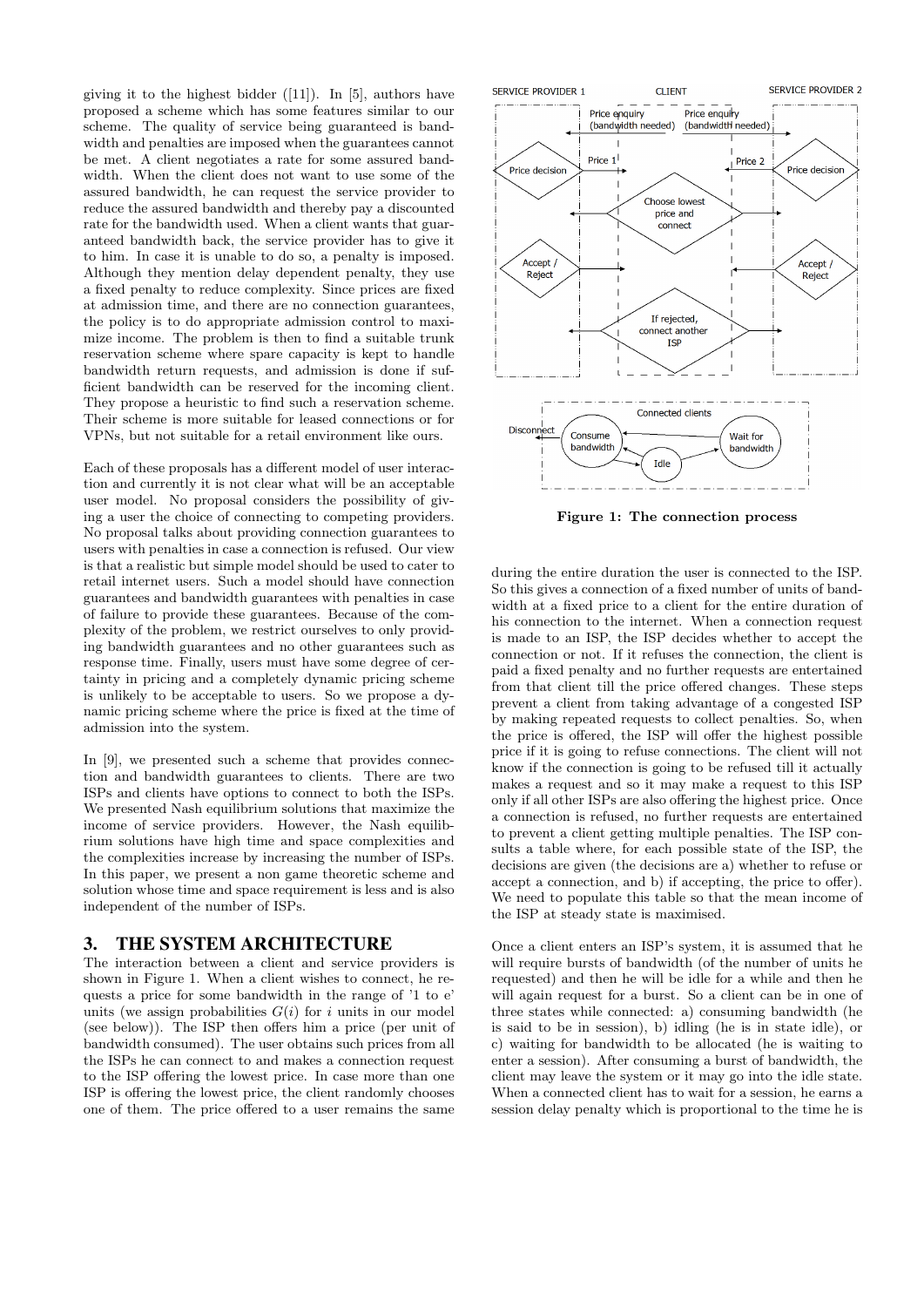giving it to the highest bidder ([11]). In [5], authors have proposed a scheme which has some features similar to our scheme. The quality of service being guaranteed is bandwidth and penalties are imposed when the guarantees cannot be met. A client negotiates a rate for some assured bandwidth. When the client does not want to use some of the assured bandwidth, he can request the service provider to reduce the assured bandwidth and thereby pay a discounted rate for the bandwidth used. When a client wants that guaranteed bandwidth back, the service provider has to give it to him. In case it is unable to do so, a penalty is imposed. Although they mention delay dependent penalty, they use a fixed penalty to reduce complexity. Since prices are fixed at admission time, and there are no connection guarantees, the policy is to do appropriate admission control to maximize income. The problem is then to find a suitable trunk reservation scheme where spare capacity is kept to handle bandwidth return requests, and admission is done if sufficient bandwidth can be reserved for the incoming client. They propose a heuristic to find such a reservation scheme. Their scheme is more suitable for leased connections or for VPNs, but not suitable for a retail environment like ours.

Each of these proposals has a different model of user interaction and currently it is not clear what will be an acceptable user model. No proposal considers the possibility of giving a user the choice of connecting to competing providers. No proposal talks about providing connection guarantees to users with penalties in case a connection is refused. Our view is that a realistic but simple model should be used to cater to retail internet users. Such a model should have connection guarantees and bandwidth guarantees with penalties in case of failure to provide these guarantees. Because of the complexity of the problem, we restrict ourselves to only providing bandwidth guarantees and no other guarantees such as response time. Finally, users must have some degree of certainty in pricing and a completely dynamic pricing scheme is unlikely to be acceptable to users. So we propose a dynamic pricing scheme where the price is fixed at the time of admission into the system.

In [9], we presented such a scheme that provides connection and bandwidth guarantees to clients. There are two ISPs and clients have options to connect to both the ISPs. We presented Nash equilibrium solutions that maximize the income of service providers. However, the Nash equilibrium solutions have high time and space complexities and the complexities increase by increasing the number of ISPs. In this paper, we present a non game theoretic scheme and solution whose time and space requirement is less and is also independent of the number of ISPs.

## 3. THE SYSTEM ARCHITECTURE

The interaction between a client and service providers is shown in Figure 1. When a client wishes to connect, he requests a price for some bandwidth in the range of '1 to e' units (we assign probabilities $G(i)$ for $i$ units in our model (see below)). The ISP then offers him a price (per unit of bandwidth consumed). The user obtains such prices from all the ISPs he can connect to and makes a connection request to the ISP offering the lowest price. In case more than one ISP is offering the lowest price, the client randomly chooses one of them. The price offered to a user remains the same during the entire duration the user is connected to the ISP. So this gives a connection of a fixed number of units of bandwidth at a fixed price to a client for the entire duration of his connection to the internet. When a connection request is made to an ISP, the ISP decides whether to accept the connection or not. If it refuses the connection, the client is paid a fixed penalty and no further requests are entertained from that client till the price offered changes. These steps prevent a client from taking advantage of a congested ISP by making repeated requests to collect penalties. So, when the price is offered, the ISP will offer the highest possible price if it is going to refuse connections. The client will not know if the connection is going to be refused till it actually makes a request and so it may make a request to this ISP only if all other ISPs are also offering the highest price. Once a connection is refused, no further requests are entertained to prevent a client getting multiple penalties. The ISP consults a table where, for each possible state of the ISP, the decisions are given (the decisions are a) whether to refuse or accept a connection, and b) if accepting, the price to offer). We need to populate this table so that the mean income of the ISP at steady state is maximised.

SERVICE PROVIDER 1
CLIENT
SERVICE PROVIDER 2
Price enquiry (bandwidth needed)
Price enquiry (bandwidth needed)
Price decision
Price 1
Price 2
Price decision
Choose lowest price and connect
Accept / Reject
Accept / Reject
If rejected, connect another ISP
Connected clients
Disconnect
Consume bandwidth
Wait for bandwidth
Idle

**Figure 1: The connection process**

Once a client enters an ISP's system, it is assumed that he will require bursts of bandwidth (of the number of units he requested) and then he will be idle for a while and then he will again request for a burst. So a client can be in one of three states while connected: a) consuming bandwidth (he is said to be in session), b) idling (he is in state idle), or c) waiting for bandwidth to be allocated (he is waiting to enter a session). After consuming a burst of bandwidth, the client may leave the system or it may go into the idle state. When a connected client has to wait for a session, he earns a session delay penalty which is proportional to the time he is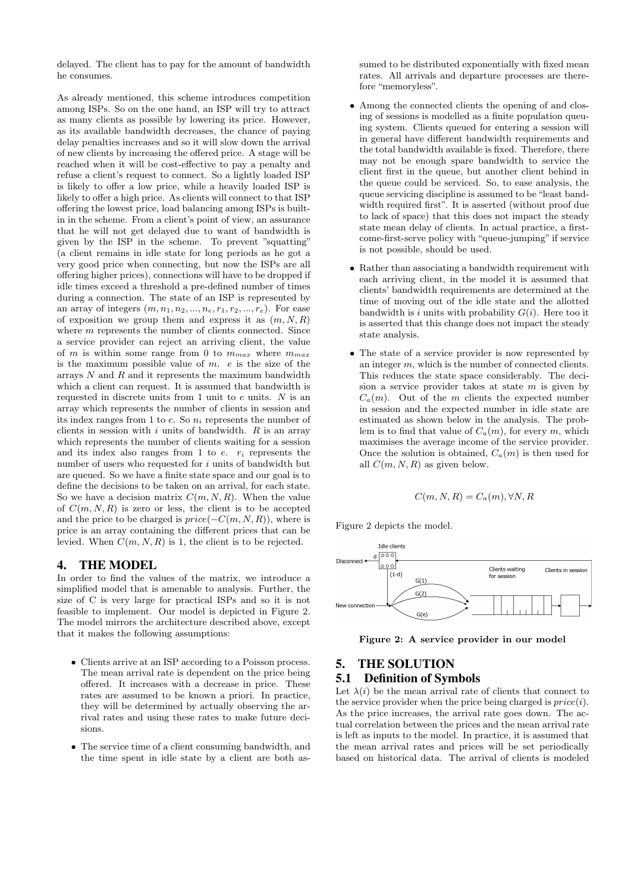delayed. The client has to pay for the amount of bandwidth he consumes.

As already mentioned, this scheme introduces competition among ISPs. So on the one hand, an ISP will try to attract as many clients as possible by lowering its price. However, as its available bandwidth decreases, the chance of paying delay penalties increases and so it will slow down the arrival of new clients by increasing the offered price. A stage will be reached when it will be cost-effective to pay a penalty and refuse a client's request to connect. So a lightly loaded ISP is likely to offer a low price, while a heavily loaded ISP is likely to offer a high price. As clients will connect to that ISP offering the lowest price, load balancing among ISPs is built-in in the scheme. From a client's point of view, an assurance that he will not get delayed due to want of bandwidth is given by the ISP in the scheme. To prevent "squatting" (a client remains in idle state for long periods as he got a very good price when connecting, but now the ISPs are all offering higher prices), connections will have to be dropped if idle times exceed a threshold a pre-defined number of times during a connection. The state of an ISP is represented by an array of integers $(m, n_1, n_2, ..., n_e, r_1, r_2, ..., r_e)$. For ease of exposition we group them and express it as $(m, N, R)$ where $m$ represents the number of clients connected. Since a service provider can reject an arriving client, the value of $m$ is within some range from 0 to $m_{max}$ where $m_{max}$ is the maximum possible value of $m$. $e$ is the size of the arrays $N$ and $R$ and it represents the maximum bandwidth which a client can request. It is assumed that bandwidth is requested in discrete units from 1 unit to $e$ units. $N$ is an array which represents the number of clients in session and its index ranges from 1 to $e$. So $n_i$ represents the number of clients in session with $i$ units of bandwidth. $R$ is an array which represents the number of clients waiting for a session and its index also ranges from 1 to $e$. $r_i$ represents the number of users who requested for $i$ units of bandwidth but are queued. So we have a finite state space and our goal is to define the decisions to be taken on an arrival, for each state. So we have a decision matrix $C(m, N, R)$. When the value of $C(m, N, R)$ is zero or less, the client is to be accepted and the price to be charged is $price(-C(m, N, R))$, where is price is an array containing the different prices that can be levied. When $C(m, N, R)$ is 1, the client is to be rejected.

## 4. THE MODEL

In order to find the values of the matrix, we introduce a simplified model that is amenable to analysis. Further, the size of C is very large for practical ISPs and so it is not feasible to implement. Our model is depicted in Figure 2. The model mirrors the architecture described above, except that it makes the following assumptions:

- Clients arrive at an ISP according to a Poisson process. The mean arrival rate is dependent on the price being offered. It increases with a decrease in price. These rates are assumed to be known a priori. In practice, they will be determined by actually observing the arrival rates and using these rates to make future decisions.
- The service time of a client consuming bandwidth, and the time spent in idle state by a client are both assumed to be distributed exponentially with fixed mean rates. All arrivals and departure processes are therefore "memoryless".
- Among the connected clients the opening of and closing of sessions is modelled as a finite population queuing system. Clients queued for entering a session will in general have different bandwidth requirements and the total bandwidth available is fixed. Therefore, there may not be enough spare bandwidth to service the client first in the queue, but another client behind in the queue could be serviced. So, to ease analysis, the queue servicing discipline is assumed to be "least bandwidth required first". It is asserted (without proof due to lack of space) that this does not impact the steady state mean delay of clients. In actual practice, a first-come-first-serve policy with "queue-jumping" if service is not possible, should be used.
- Rather than associating a bandwidth requirement with each arriving client, in the model it is assumed that clients' bandwidth requirements are determined at the time of moving out of the idle state and the allotted bandwidth is $i$ units with probability $G(i)$. Here too it is asserted that this change does not impact the steady state analysis.
- The state of a service provider is now represented by an integer $m$, which is the number of connected clients. This reduces the state space considerably. The decision a service provider takes at state $m$ is given by $C_a(m)$. Out of the $m$ clients the expected number in session and the expected number in idle state are estimated as shown below in the analysis. The problem is to find that value of $C_a(m)$, for every $m$, which maximises the average income of the service provider. Once the solution is obtained, $C_a(m)$ is then used for all $C(m, N, R)$ as given below.

$$C(m, N, R) = C_a(m), \forall N, R$$

Figure 2 depicts the model.

**Figure 2: A service provider in our model**

## 5. THE SOLUTION

### 5.1 Definition of Symbols

Let $\lambda(i)$ be the mean arrival rate of clients that connect to the service provider when the price being charged is $price(i)$. As the price increases, the arrival rate goes down. The actual correlation between the prices and the mean arrival rate is left as inputs to the model. In practice, it is assumed that the mean arrival rates and prices will be set periodically based on historical data. The arrival of clients is modeled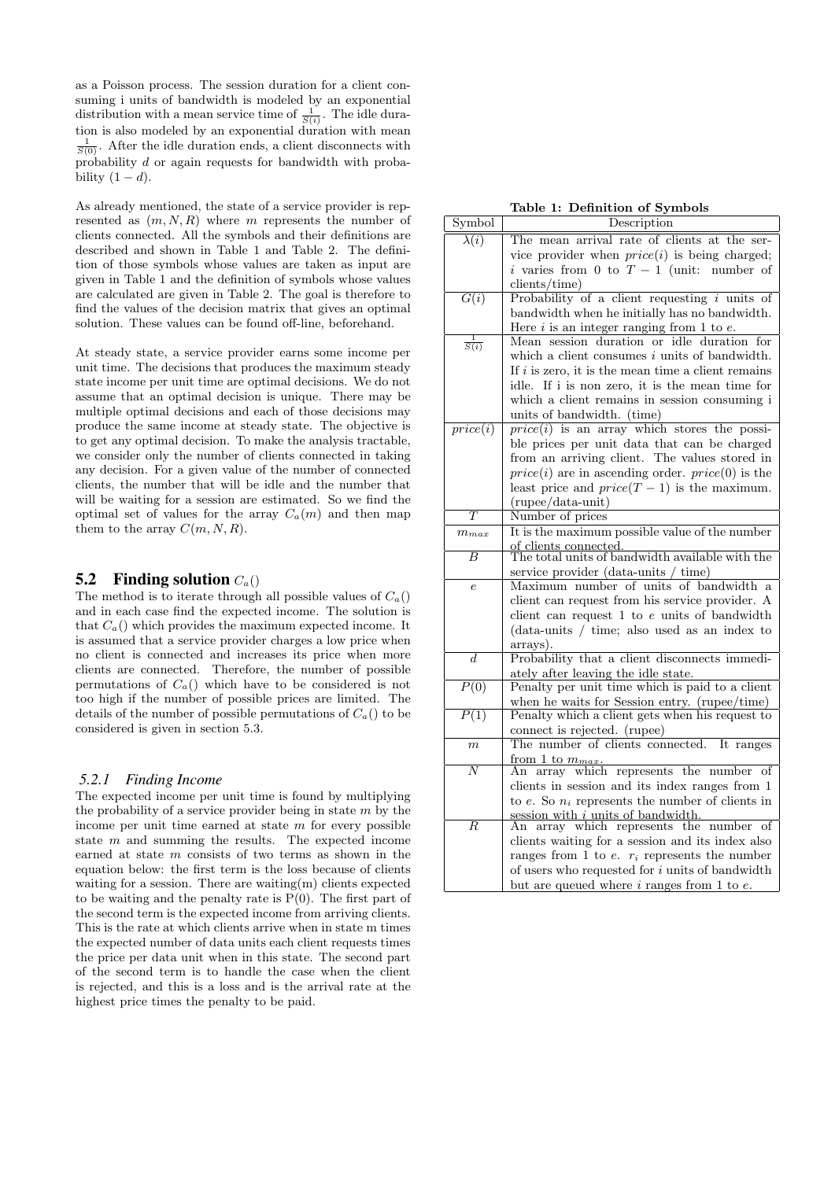as a Poisson process. The session duration for a client consuming i units of bandwidth is modeled by an exponential distribution with a mean service time of $\frac{1}{S(i)}$. The idle duration is also modeled by an exponential duration with mean $\frac{1}{S(0)}$. After the idle duration ends, a client disconnects with probability $d$ or again requests for bandwidth with probability $(1-d)$.

As already mentioned, the state of a service provider is represented as $(m, N, R)$ where $m$ represents the number of clients connected. All the symbols and their definitions are described and shown in Table 1 and Table 2. The definition of those symbols whose values are taken as input are given in Table 1 and the definition of symbols whose values are calculated are given in Table 2. The goal is therefore to find the values of the decision matrix that gives an optimal solution. These values can be found off-line, beforehand.

At steady state, a service provider earns some income per unit time. The decisions that produces the maximum steady state income per unit time are optimal decisions. We do not assume that an optimal decision is unique. There may be multiple optimal decisions and each of those decisions may produce the same income at steady state. The objective is to get any optimal decision. To make the analysis tractable, we consider only the number of clients connected in taking any decision. For a given value of the number of connected clients, the number that will be idle and the number that will be waiting for a session are estimated. So we find the optimal set of values for the array $C_a(m)$ and then map them to the array $C(m, N, R)$.

## 5.2 Finding solution $C_a()$

The method is to iterate through all possible values of $C_a()$ and in each case find the expected income. The solution is that $C_a()$ which provides the maximum expected income. It is assumed that a service provider charges a low price when no client is connected and increases its price when more clients are connected. Therefore, the number of possible permutations of $C_a()$ which have to be considered is not too high if the number of possible prices are limited. The details of the number of possible permutations of $C_a()$ to be considered is given in section 5.3.

### *5.2.1 Finding Income*

The expected income per unit time is found by multiplying the probability of a service provider being in state $m$ by the income per unit time earned at state $m$ for every possible state $m$ and summing the results. The expected income earned at state $m$ consists of two terms as shown in the equation below: the first term is the loss because of clients waiting for a session. There are waiting(m) clients expected to be waiting and the penalty rate is P(0). The first part of the second term is the expected income from arriving clients. This is the rate at which clients arrive when in state m times the expected number of data units each client requests times the price per data unit when in this state. The second part of the second term is to handle the case when the client is rejected, and this is a loss and is the arrival rate at the highest price times the penalty to be paid.

**Table 1: Definition of Symbols**

| Symbol | Description |
|---|---|
| $\lambda(i)$ | The mean arrival rate of clients at the service provider when $price(i)$ is being charged; $i$ varies from 0 to $T-1$ (unit: number of clients/time) |
| $G(i)$ | Probability of a client requesting $i$ units of bandwidth when he initially has no bandwidth. Here $i$ is an integer ranging from 1 to $e$. |
| $\frac{1}{S(i)}$ | Mean session duration or idle duration for which a client consumes $i$ units of bandwidth. If $i$ is zero, it is the mean time a client remains idle. If i is non zero, it is the mean time for which a client remains in session consuming i units of bandwidth. (time) |
| $price(i)$ | $price(i)$ is an array which stores the possible prices per unit data that can be charged from an arriving client. The values stored in $price(i)$ are in ascending order. $price(0)$ is the least price and $price(T-1)$ is the maximum. (rupee/data-unit) |
| $T$ | Number of prices |
| $m_{max}$ | It is the maximum possible value of the number of clients connected. |
| $B$ | The total units of bandwidth available with the service provider (data-units / time) |
| $e$ | Maximum number of units of bandwidth a client can request from his service provider. A client can request 1 to $e$ units of bandwidth (data-units / time; also used as an index to arrays). |
| $d$ | Probability that a client disconnects immediately after leaving the idle state. |
| $P(0)$ | Penalty per unit time which is paid to a client when he waits for Session entry. (rupee/time) |
| $P(1)$ | Penalty which a client gets when his request to connect is rejected. (rupee) |
| $m$ | The number of clients connected. It ranges from 1 to $m_{max}$. |
| $N$ | An array which represents the number of clients in session and its index ranges from 1 to $e$. So $n_i$ represents the number of clients in session with $i$ units of bandwidth. |
| $R$ | An array which represents the number of clients waiting for a session and its index also ranges from 1 to $e$. $r_i$ represents the number of users who requested for $i$ units of bandwidth but are queued where $i$ ranges from 1 to $e$. |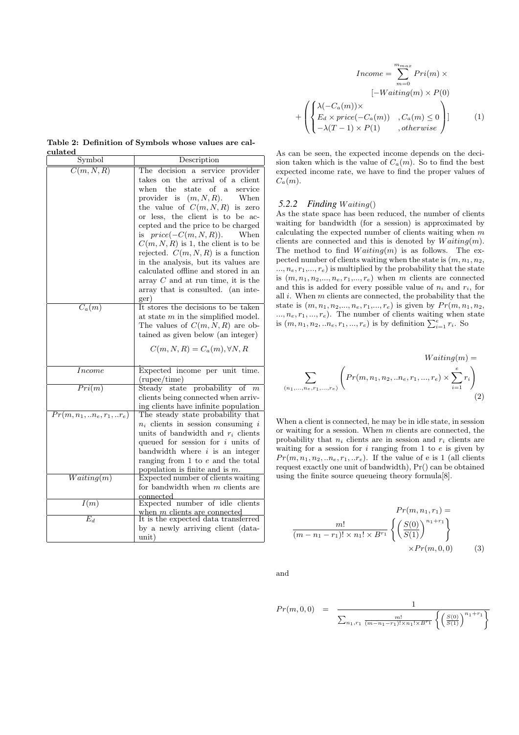**Table 2: Definition of Symbols whose values are calculated**

| Symbol | Description |
|---|---|
| $C(m, N, R)$ | The decision a service provider takes on the arrival of a client when the state of a service provider is $(m, N, R)$. When the value of $C(m, N, R)$ is zero or less, the client is to be accepted and the price to be charged is $price(-C(m, N, R))$. When $C(m, N, R)$ is 1, the client is to be rejected. $C(m, N, R)$ is a function in the analysis, but its values are calculated offline and stored in an array $C$ and at run time, it is the array that is consulted. (an integer) |
| $C_a(m)$ | It stores the decisions to be taken at state $m$ in the simplified model. The values of $C(m, N, R)$ are obtained as given below (an integer) $C(m, N, R) = C_a(m), \forall N, R$ |
| $Income$ | Expected income per unit time. (rupee/time) |
| $Pri(m)$ | Steady state probability of $m$ clients being connected when arriving clients have infinite population |
| $Pr(m, n_1, ..n_e, r_1, ..r_e)$ | The steady state probability that $n_i$ clients in session consuming $i$ units of bandwidth and $r_i$ clients queued for session for $i$ units of bandwidth where $i$ is an integer ranging from 1 to $e$ and the total population is finite and is $m$. |
| $Waiting(m)$ | Expected number of clients waiting for bandwidth when $m$ clients are connected |
| $I(m)$ | Expected number of idle clients when $m$ clients are connected |
| $E_d$ | It is the expected data transferred by a newly arriving client (data-unit) |

$$Income = \sum_{m=0}^{m_{max}} Pri(m) \times [-Waiting(m) \times P(0) + \left( \begin{cases} \lambda(-C_a(m)) \times \\ E_d \times price(-C_a(m)) & , C_a(m) \leq 0 \\ -\lambda(T-1) \times P(1) & , otherwise \end{cases} \right)] \quad (1)$$

As can be seen, the expected income depends on the decision taken which is the value of $C_a(m)$. So to find the best expected income rate, we have to find the proper values of $C_a(m)$.

### 5.2.2 Finding $Waiting()$

As the state space has been reduced, the number of clients waiting for bandwidth (for a session) is approximated by calculating the expected number of clients waiting when $m$ clients are connected and this is denoted by $Waiting(m)$. The method to find $Waiting(m)$ is as follows. The expected number of clients waiting when the state is $(m, n_1, n_2, ..., n_e, r_1, ..., r_e)$ is multiplied by the probability that the state is $(m, n_1, n_2, ..., n_e, r_1, ..., r_e)$ when $m$ clients are connected and this is added for every possible value of $n_i$ and $r_i$, for all $i$. When $m$ clients are connected, the probability that the state is $(m, n_1, n_2, ..., n_e, r_1, ..., r_e)$ is given by $Pr(m, n_1, n_2, ..., n_e, r_1, ..., r_e)$. The number of clients waiting when state is $(m, n_1, n_2, ..n_e, r_1, ..., r_e)$ is by definition $\sum_{i=1}^{e} r_i$. So

$$Waiting(m) = \sum_{(n_1, ..., n_e, r_1, ..., r_e)} \left( Pr(m, n_1, n_2, ..n_e, r_1, ..., r_e) \times \sum_{i=1}^{e} r_i \right) \quad (2)$$

When a client is connected, he may be in idle state, in session or waiting for a session. When $m$ clients are connected, the probability that $n_i$ clients are in session and $r_i$ clients are waiting for a session for $i$ ranging from 1 to $e$ is given by $Pr(m, n_1, n_2, ..n_e, r_1, ..r_e)$. If the value of e is 1 (all clients request exactly one unit of bandwidth), Pr() can be obtained using the finite source queueing theory formula[8].

$$Pr(m, n_1, r_1) = \frac{m!}{(m - n_1 - r_1)! \times n_1! \times B^{r_1}} \left\{ \left( \frac{S(0)}{S(1)} \right)^{n_1 + r_1} \right\} \times Pr(m, 0, 0) \quad (3)$$

and

$$Pr(m, 0, 0) = \frac{1}{\sum_{n_1, r_1} \frac{m!}{(m - n_1 - r_1)! \times n_1! \times B^{r_1}} \left\{ \left( \frac{S(0)}{S(1)} \right)^{n_1 + r_1} \right\}}$$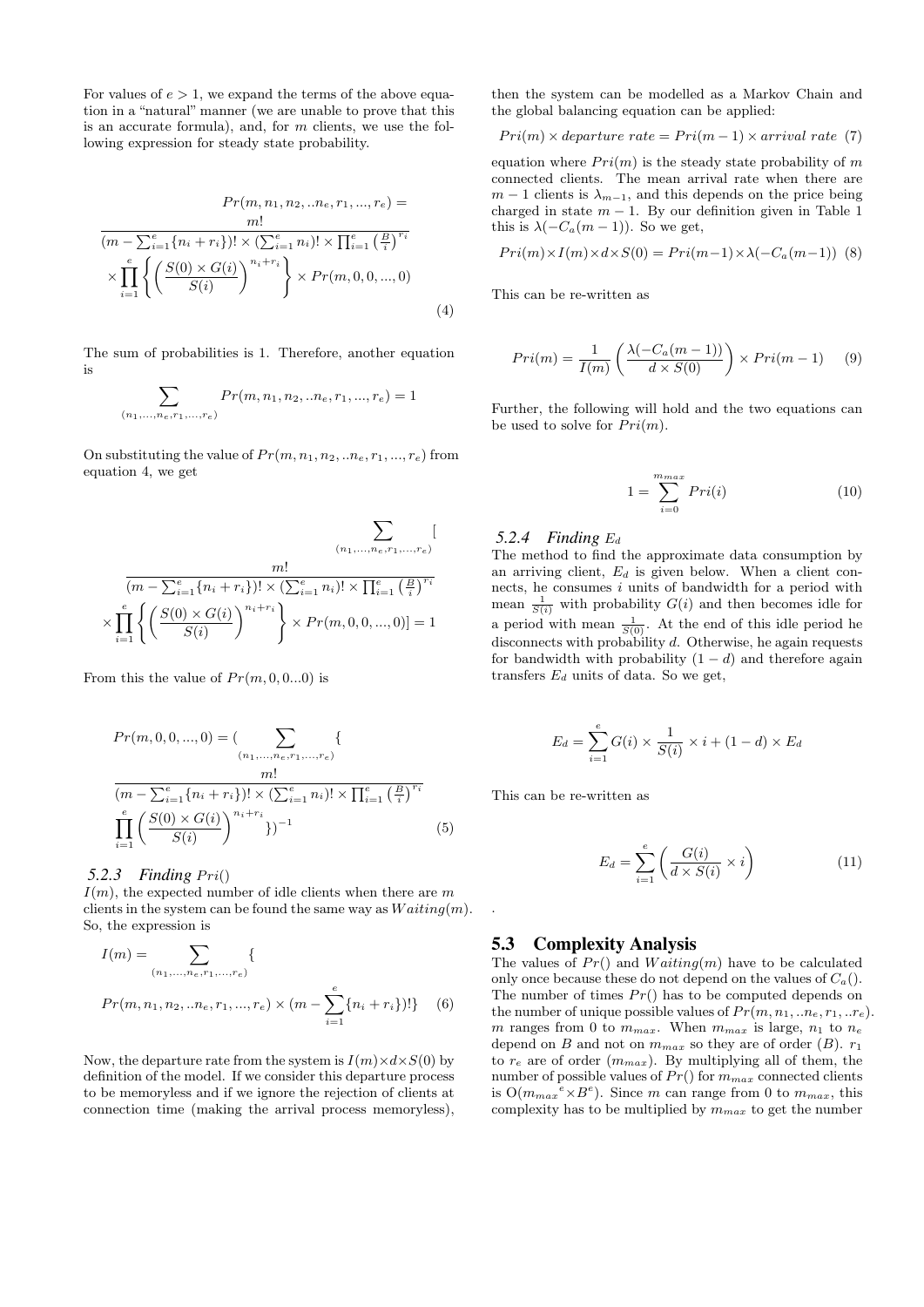For values of $e > 1$, we expand the terms of the above equation in a "natural" manner (we are unable to prove that this is an accurate formula), and, for $m$ clients, we use the following expression for steady state probability.

$$\frac{Pr(m, n_1, n_2, ..n_e, r_1, ..., r_e) = \\ m!}{(m - \sum_{i=1}^{e}\{n_i + r_i\})! \times (\sum_{i=1}^{e} n_i)! \times \prod_{i=1}^{e} \left(\frac{B}{i}\right)^{r_i}} \times \prod_{i=1}^{e} \left\{ \left( \frac{S(0) \times G(i)}{S(i)} \right)^{n_i + r_i} \right\} \times Pr(m, 0, 0, ..., 0) \tag{4}$$

The sum of probabilities is 1. Therefore, another equation is

$$\sum_{(n_1,...,n_e,r_1,...,r_e)} Pr(m, n_1, n_2, ..n_e, r_1, ..., r_e) = 1$$

On substituting the value of $Pr(m, n_1, n_2, ..n_e, r_1, ..., r_e)$ from equation 4, we get

$$\sum_{(n_1,...,n_e,r_1,...,r_e)} [ \frac{m!}{(m - \sum_{i=1}^{e}\{n_i + r_i\})! \times (\sum_{i=1}^{e} n_i)! \times \prod_{i=1}^{e} \left(\frac{B}{i}\right)^{r_i}} \times \prod_{i=1}^{e} \left\{ \left( \frac{S(0) \times G(i)}{S(i)} \right)^{n_i + r_i} \right\} \times Pr(m, 0, 0, ..., 0)] = 1$$

From this the value of $Pr(m, 0, 0...0)$ is

$$Pr(m, 0, 0, ..., 0) = ( \sum_{(n_1,...,n_e,r_1,...,r_e)} \{ \frac{m!}{(m - \sum_{i=1}^{e}\{n_i + r_i\})! \times (\sum_{i=1}^{e} n_i)! \times \prod_{i=1}^{e} \left(\frac{B}{i}\right)^{r_i}} \prod_{i=1}^{e} \left( \frac{S(0) \times G(i)}{S(i)} \right)^{n_i + r_i} \})^{-1} \tag{5}$$

### 5.2.3 Finding $Pri()$

$I(m)$, the expected number of idle clients when there are $m$ clients in the system can be found the same way as $Waiting(m)$. So, the expression is

$$I(m) = \sum_{(n_1,...,n_e,r_1,...,r_e)} \{ Pr(m, n_1, n_2, ..n_e, r_1, ..., r_e) \times (m - \sum_{i=1}^{e}\{n_i + r_i\})!\} \tag{6}$$

Now, the departure rate from the system is $I(m) \times d \times S(0)$ by definition of the model. If we consider this departure process to be memoryless and if we ignore the rejection of clients at connection time (making the arrival process memoryless), then the system can be modelled as a Markov Chain and the global balancing equation can be applied:

$$Pri(m) \times departure\ rate = Pri(m-1) \times arrival\ rate \tag{7}$$

equation where $Pri(m)$ is the steady state probability of $m$ connected clients. The mean arrival rate when there are $m-1$ clients is $\lambda_{m-1}$, and this depends on the price being charged in state $m-1$. By our definition given in Table 1 this is $\lambda(-C_a(m-1))$. So we get,

$$Pri(m) \times I(m) \times d \times S(0) = Pri(m-1) \times \lambda(-C_a(m-1)) \tag{8}$$

This can be re-written as

$$Pri(m) = \frac{1}{I(m)} \left( \frac{\lambda(-C_a(m-1))}{d \times S(0)} \right) \times Pri(m-1) \tag{9}$$

Further, the following will hold and the two equations can be used to solve for $Pri(m)$.

$$1 = \sum_{i=0}^{m_{max}} Pri(i) \tag{10}$$

### 5.2.4 Finding $E_d$

The method to find the approximate data consumption by an arriving client, $E_d$ is given below. When a client connects, he consumes $i$ units of bandwidth for a period with mean $\frac{1}{S(i)}$ with probability $G(i)$ and then becomes idle for a period with mean $\frac{1}{S(0)}$. At the end of this idle period he disconnects with probability $d$. Otherwise, he again requests for bandwidth with probability $(1-d)$ and therefore again transfers $E_d$ units of data. So we get,

$$E_d = \sum_{i=1}^{e} G(i) \times \frac{1}{S(i)} \times i + (1-d) \times E_d$$

This can be re-written as

$$E_d = \sum_{i=1}^{e} \left( \frac{G(i)}{d \times S(i)} \times i \right) \tag{11}$$

.

## 5.3 Complexity Analysis

The values of $Pr()$ and $Waiting(m)$ have to be calculated only once because these do not depend on the values of $C_a()$. The number of times $Pr()$ has to be computed depends on the number of unique possible values of $Pr(m, n_1, ..n_e, r_1, ..r_e)$. $m$ ranges from 0 to $m_{max}$. When $m_{max}$ is large, $n_1$ to $n_e$ depend on $B$ and not on $m_{max}$ so they are of order $(B)$. $r_1$ to $r_e$ are of order $(m_{max})$. By multiplying all of them, the number of possible values of $Pr()$ for $m_{max}$ connected clients is $O({m_{max}}^e \times B^e)$. Since $m$ can range from 0 to $m_{max}$, this complexity has to be multiplied by $m_{max}$ to get the number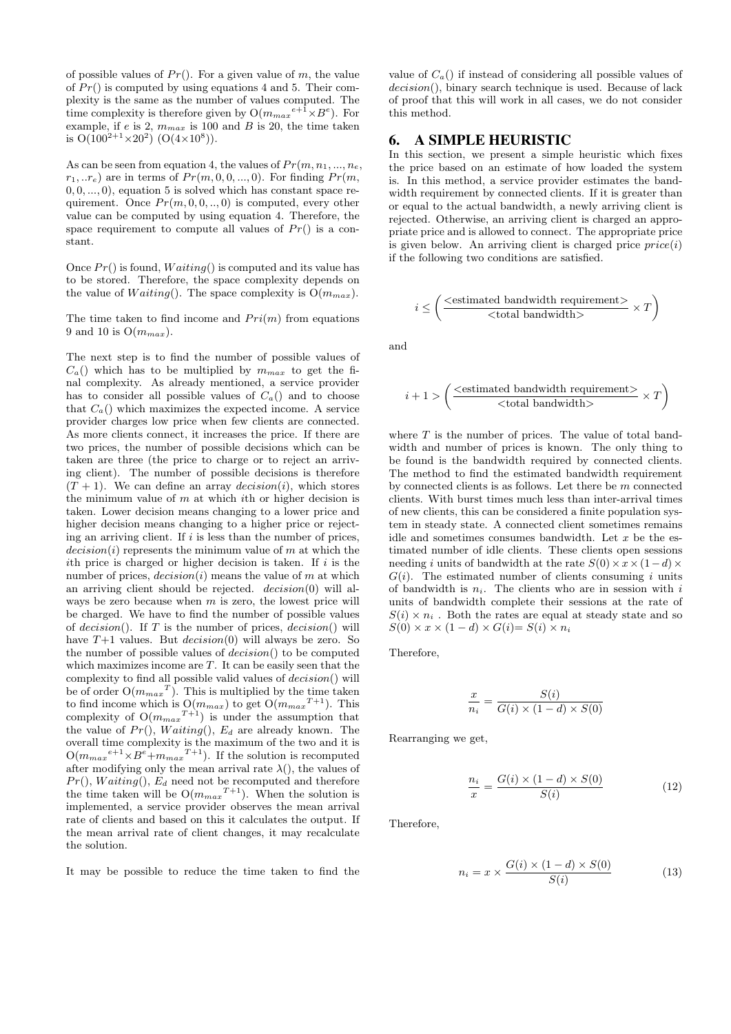of possible values of $Pr()$. For a given value of $m$, the value of $Pr()$ is computed by using equations 4 and 5. Their complexity is the same as the number of values computed. The time complexity is therefore given by $O({m_{max}}^{e+1} \times B^e)$. For example, if $e$ is 2, $m_{max}$ is 100 and $B$ is 20, the time taken is $O(100^{2+1} \times 20^2)$ $(O(4 \times 10^8))$.

As can be seen from equation 4, the values of $Pr(m, n_1, ..., n_e, r_1, ..r_e)$ are in terms of $Pr(m, 0, 0, ..., 0)$. For finding $Pr(m, 0, 0, ..., 0)$, equation 5 is solved which has constant space requirement. Once $Pr(m, 0, 0, .., 0)$ is computed, every other value can be computed by using equation 4. Therefore, the space requirement to compute all values of $Pr()$ is a constant.

Once $Pr()$ is found, $Waiting()$ is computed and its value has to be stored. Therefore, the space complexity depends on the value of $Waiting()$. The space complexity is $O(m_{max})$.

The time taken to find income and $Pri(m)$ from equations 9 and 10 is $O(m_{max})$.

The next step is to find the number of possible values of $C_a()$ which has to be multiplied by $m_{max}$ to get the final complexity. As already mentioned, a service provider has to consider all possible values of $C_a()$ and to choose that $C_a()$ which maximizes the expected income. A service provider charges low price when few clients are connected. As more clients connect, it increases the price. If there are two prices, the number of possible decisions which can be taken are three (the price to charge or to reject an arriving client). The number of possible decisions is therefore $(T + 1)$. We can define an array $decision(i)$, which stores the minimum value of $m$ at which $i$th or higher decision is taken. Lower decision means changing to a lower price and higher decision means changing to a higher price or rejecting an arriving client. If $i$ is less than the number of prices, $decision(i)$ represents the minimum value of $m$ at which the $i$th price is charged or higher decision is taken. If $i$ is the number of prices, $decision(i)$ means the value of $m$ at which an arriving client should be rejected. $decision(0)$ will always be zero because when $m$ is zero, the lowest price will be charged. We have to find the number of possible values of $decision()$. If $T$ is the number of prices, $decision()$ will have $T$+1 values. But $decision(0)$ will always be zero. So the number of possible values of $decision()$ to be computed which maximizes income are $T$. It can be easily seen that the complexity to find all possible valid values of $decision()$ will be of order $O({m_{max}}^T)$. This is multiplied by the time taken to find income which is $O(m_{max})$ to get $O({m_{max}}^{T+1})$. This complexity of $O({m_{max}}^{T+1})$ is under the assumption that the value of $Pr()$, $Waiting()$, $E_d$ are already known. The overall time complexity is the maximum of the two and it is $O({m_{max}}^{e+1} \times B^e + {m_{max}}^{T+1})$. If the solution is recomputed after modifying only the mean arrival rate $\lambda()$, the values of $Pr()$, $Waiting()$, $E_d$ need not be recomputed and therefore the time taken will be $O({m_{max}}^{T+1})$. When the solution is implemented, a service provider observes the mean arrival rate of clients and based on this it calculates the output. If the mean arrival rate of client changes, it may recalculate the solution.

It may be possible to reduce the time taken to find the value of $C_a()$ if instead of considering all possible values of $decision()$, binary search technique is used. Because of lack of proof that this will work in all cases, we do not consider this method.

## 6. A SIMPLE HEURISTIC

In this section, we present a simple heuristic which fixes the price based on an estimate of how loaded the system is. In this method, a service provider estimates the bandwidth requirement by connected clients. If it is greater than or equal to the actual bandwidth, a newly arriving client is rejected. Otherwise, an arriving client is charged an appropriate price and is allowed to connect. The appropriate price is given below. An arriving client is charged price $price(i)$ if the following two conditions are satisfied.

$$i \leq \left( \frac{\text{<estimated bandwidth requirement>}}{\text{<total bandwidth>}} \times T \right)$$

and

$$i + 1 > \left( \frac{\text{<estimated bandwidth requirement>}}{\text{<total bandwidth>}} \times T \right)$$

where $T$ is the number of prices. The value of total bandwidth and number of prices is known. The only thing to be found is the bandwidth required by connected clients. The method to find the estimated bandwidth requirement by connected clients is as follows. Let there be $m$ connected clients. With burst times much less than inter-arrival times of new clients, this can be considered a finite population system in steady state. A connected client sometimes remains idle and sometimes consumes bandwidth. Let $x$ be the estimated number of idle clients. These clients open sessions needing $i$ units of bandwidth at the rate $S(0) \times x \times (1-d) \times G(i)$. The estimated number of clients consuming $i$ units of bandwidth is $n_i$. The clients who are in session with $i$ units of bandwidth complete their sessions at the rate of $S(i) \times n_i$ . Both the rates are equal at steady state and so $S(0) \times x \times (1-d) \times G(i) = S(i) \times n_i$

Therefore,

$$\frac{x}{n_i} = \frac{S(i)}{G(i) \times (1-d) \times S(0)}$$

Rearranging we get,

$$\frac{n_i}{x} = \frac{G(i) \times (1-d) \times S(0)}{S(i)} \tag{12}$$

Therefore,

$$n_i = x \times \frac{G(i) \times (1-d) \times S(0)}{S(i)} \tag{13}$$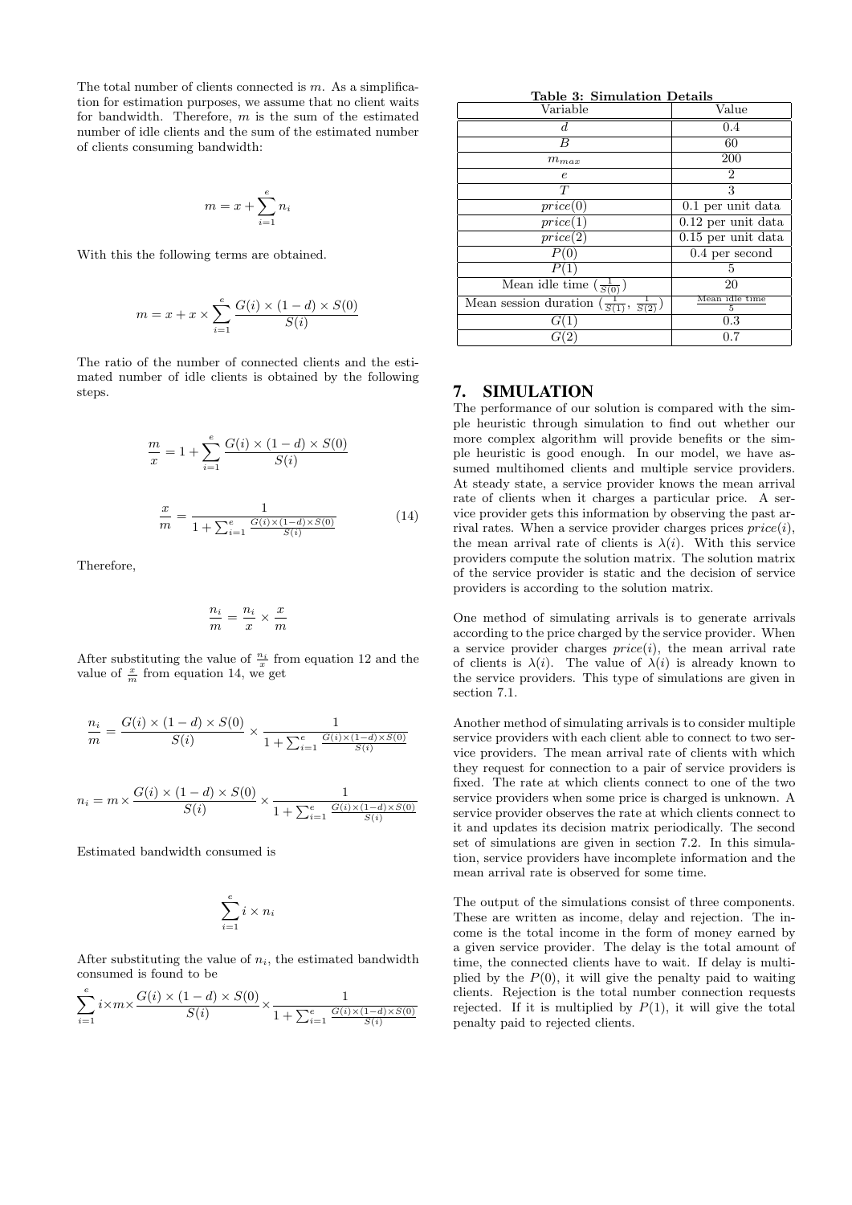The total number of clients connected is $m$. As a simplification for estimation purposes, we assume that no client waits for bandwidth. Therefore, $m$ is the sum of the estimated number of idle clients and the sum of the estimated number of clients consuming bandwidth:

$$m = x + \sum_{i=1}^{e} n_i$$

With this the following terms are obtained.

$$m = x + x \times \sum_{i=1}^{e} \frac{G(i) \times (1-d) \times S(0)}{S(i)}$$

The ratio of the number of connected clients and the estimated number of idle clients is obtained by the following steps.

$$\frac{m}{x} = 1 + \sum_{i=1}^{e} \frac{G(i) \times (1-d) \times S(0)}{S(i)}$$

$$\frac{x}{m} = \frac{1}{1 + \sum_{i=1}^{e} \frac{G(i) \times (1-d) \times S(0)}{S(i)}} \tag{14}$$

Therefore,

$$\frac{n_i}{m} = \frac{n_i}{x} \times \frac{x}{m}$$

After substituting the value of $\frac{n_i}{x}$ from equation 12 and the value of $\frac{x}{m}$ from equation 14, we get

$$\frac{n_i}{m} = \frac{G(i) \times (1-d) \times S(0)}{S(i)} \times \frac{1}{1 + \sum_{i=1}^{e} \frac{G(i) \times (1-d) \times S(0)}{S(i)}}$$

$$n_i = m \times \frac{G(i) \times (1-d) \times S(0)}{S(i)} \times \frac{1}{1 + \sum_{i=1}^{e} \frac{G(i) \times (1-d) \times S(0)}{S(i)}}$$

Estimated bandwidth consumed is

$$\sum_{i=1}^{e} i \times n_i$$

After substituting the value of $n_i$, the estimated bandwidth consumed is found to be

$$\sum_{i=1}^{e} i \times m \times \frac{G(i) \times (1-d) \times S(0)}{S(i)} \times \frac{1}{1 + \sum_{i=1}^{e} \frac{G(i) \times (1-d) \times S(0)}{S(i)}}$$

**Table 3: Simulation Details**

| Variable | Value |
|---|---|
| $d$ | 0.4 |
| $B$ | 60 |
| $m_{max}$ | 200 |
| $e$ | 2 |
| $T$ | 3 |
| $price(0)$ | 0.1 per unit data |
| $price(1)$ | 0.12 per unit data |
| $price(2)$ | 0.15 per unit data |
| $P(0)$ | 0.4 per second |
| $P(1)$ | 5 |
| Mean idle time ($\frac{1}{S(0)}$) | 20 |
| Mean session duration ($\frac{1}{S(1)}$, $\frac{1}{S(2)}$) | $\frac{\text{Mean idle time}}{5}$ |
| $G(1)$ | 0.3 |
| $G(2)$ | 0.7 |

## 7. SIMULATION

The performance of our solution is compared with the simple heuristic through simulation to find out whether our more complex algorithm will provide benefits or the simple heuristic is good enough. In our model, we have assumed multihomed clients and multiple service providers. At steady state, a service provider knows the mean arrival rate of clients when it charges a particular price. A service provider gets this information by observing the past arrival rates. When a service provider charges prices $price(i)$, the mean arrival rate of clients is $\lambda(i)$. With this service providers compute the solution matrix. The solution matrix of the service provider is static and the decision of service providers is according to the solution matrix.

One method of simulating arrivals is to generate arrivals according to the price charged by the service provider. When a service provider charges $price(i)$, the mean arrival rate of clients is $\lambda(i)$. The value of $\lambda(i)$ is already known to the service providers. This type of simulations are given in section 7.1.

Another method of simulating arrivals is to consider multiple service providers with each client able to connect to two service providers. The mean arrival rate of clients with which they request for connection to a pair of service providers is fixed. The rate at which clients connect to one of the two service providers when some price is charged is unknown. A service provider observes the rate at which clients connect to it and updates its decision matrix periodically. The second set of simulations are given in section 7.2. In this simulation, service providers have incomplete information and the mean arrival rate is observed for some time.

The output of the simulations consist of three components. These are written as income, delay and rejection. The income is the total income in the form of money earned by a given service provider. The delay is the total amount of time, the connected clients have to wait. If delay is multiplied by the $P(0)$, it will give the penalty paid to waiting clients. Rejection is the total number connection requests rejected. If it is multiplied by $P(1)$, it will give the total penalty paid to rejected clients.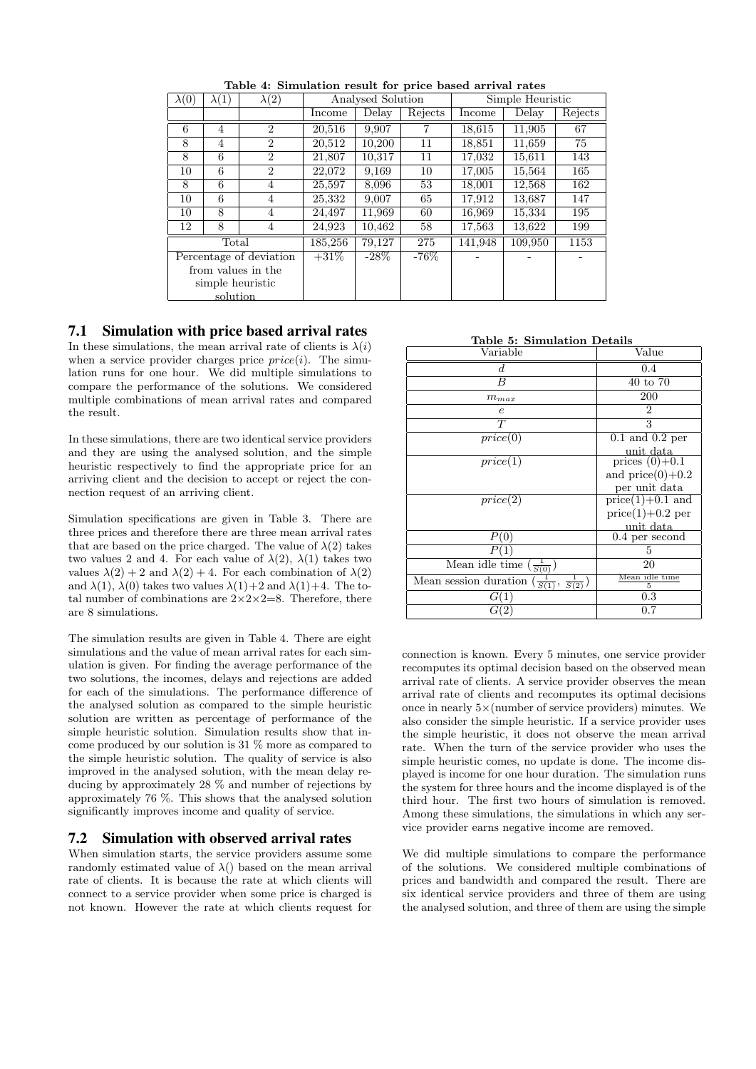**Table 4: Simulation result for price based arrival rates**

| $\lambda(0)$ | $\lambda(1)$ | $\lambda(2)$ | Analysed Solution | | | Simple Heuristic | | |
|---|---|---|---|---|---|---|---|---|
| | | | Income | Delay | Rejects | Income | Delay | Rejects |
| 6 | 4 | 2 | 20,516 | 9,907 | 7 | 18,615 | 11,905 | 67 |
| 8 | 4 | 2 | 20,512 | 10,200 | 11 | 18,851 | 11,659 | 75 |
| 8 | 6 | 2 | 21,807 | 10,317 | 11 | 17,032 | 15,611 | 143 |
| 10 | 6 | 2 | 22,072 | 9,169 | 10 | 17,005 | 15,564 | 165 |
| 8 | 6 | 4 | 25,597 | 8,096 | 53 | 18,001 | 12,568 | 162 |
| 10 | 6 | 4 | 25,332 | 9,007 | 65 | 17,912 | 13,687 | 147 |
| 10 | 8 | 4 | 24,497 | 11,969 | 60 | 16,969 | 15,334 | 195 |
| 12 | 8 | 4 | 24,923 | 10,462 | 58 | 17,563 | 13,622 | 199 |
| Total | | | 185,256 | 79,127 | 275 | 141,948 | 109,950 | 1153 |
| Percentage of deviation from values in the simple heuristic solution | | | +31% | -28% | -76% | - | - | - |

## 7.1 Simulation with price based arrival rates

In these simulations, the mean arrival rate of clients is $\lambda(i)$ when a service provider charges price $price(i)$. The simulation runs for one hour. We did multiple simulations to compare the performance of the solutions. We considered multiple combinations of mean arrival rates and compared the result.

In these simulations, there are two identical service providers and they are using the analysed solution, and the simple heuristic respectively to find the appropriate price for an arriving client and the decision to accept or reject the connection request of an arriving client.

Simulation specifications are given in Table 3. There are three prices and therefore there are three mean arrival rates that are based on the price charged. The value of $\lambda(2)$ takes two values 2 and 4. For each value of $\lambda(2)$, $\lambda(1)$ takes two values $\lambda(2)+2$ and $\lambda(2)+4$. For each combination of $\lambda(2)$ and $\lambda(1)$, $\lambda(0)$ takes two values $\lambda(1)+2$ and $\lambda(1)+4$. The total number of combinations are $2\times2\times2=8$. Therefore, there are 8 simulations.

The simulation results are given in Table 4. There are eight simulations and the value of mean arrival rates for each simulation is given. For finding the average performance of the two solutions, the incomes, delays and rejections are added for each of the simulations. The performance difference of the analysed solution as compared to the simple heuristic solution are written as percentage of performance of the simple heuristic solution. Simulation results show that income produced by our solution is 31 % more as compared to the simple heuristic solution. The quality of service is also improved in the analysed solution, with the mean delay reducing by approximately 28 % and number of rejections by approximately 76 %. This shows that the analysed solution significantly improves income and quality of service.

## 7.2 Simulation with observed arrival rates

When simulation starts, the service providers assume some randomly estimated value of $\lambda()$ based on the mean arrival rate of clients. It is because the rate at which clients will connect to a service provider when some price is charged is not known. However the rate at which clients request for connection is known. Every 5 minutes, one service provider recomputes its optimal decision based on the observed mean arrival rate of clients. A service provider observes the mean arrival rate of clients and recomputes its optimal decisions once in nearly 5×(number of service providers) minutes. We also consider the simple heuristic. If a service provider uses the simple heuristic, it does not observe the mean arrival rate. When the turn of the service provider who uses the simple heuristic comes, no update is done. The income displayed is income for one hour duration. The simulation runs the system for three hours and the income displayed is of the third hour. The first two hours of simulation is removed. Among these simulations, the simulations in which any service provider earns negative income are removed.

**Table 5: Simulation Details**

| Variable | Value |
|---|---|
| $d$ | 0.4 |
| $B$ | 40 to 70 |
| $m_{max}$ | 200 |
| $e$ | 2 |
| $T$ | 3 |
| $price(0)$ | 0.1 and 0.2 per unit data |
| $price(1)$ | prices (0)+0.1 and price(0)+0.2 per unit data |
| $price(2)$ | price(1)+0.1 and price(1)+0.2 per unit data |
| $P(0)$ | 0.4 per second |
| $P(1)$ | 5 |
| Mean idle time ($\frac{1}{S(0)}$) | 20 |
| Mean session duration ($\frac{1}{S(1)}$, $\frac{1}{S(2)}$) | $\frac{\text{Mean idle time}}{5}$ |
| $G(1)$ | 0.3 |
| $G(2)$ | 0.7 |

We did multiple simulations to compare the performance of the solutions. We considered multiple combinations of prices and bandwidth and compared the result. There are six identical service providers and three of them are using the analysed solution, and three of them are using the simple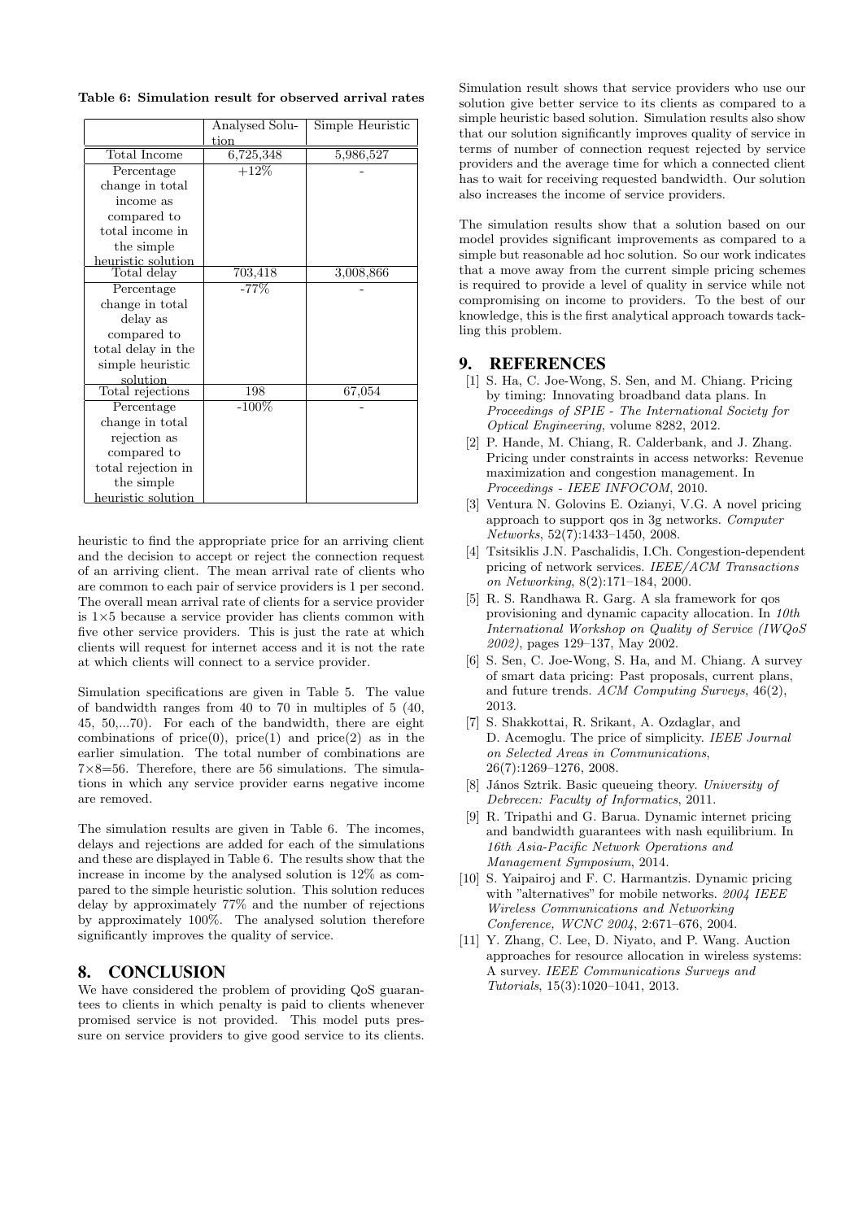**Table 6: Simulation result for observed arrival rates**

| | Analysed Solution | Simple Heuristic |
|---|---|---|
| Total Income | 6,725,348 | 5,986,527 |
| Percentage change in total income as compared to total income in the simple heuristic solution | +12% | - |
| Total delay | 703,418 | 3,008,866 |
| Percentage change in total delay as compared to total delay in the simple heuristic solution | -77% | - |
| Total rejections | 198 | 67,054 |
| Percentage change in total rejection as compared to total rejection in the simple heuristic solution | -100% | - |

heuristic to find the appropriate price for an arriving client and the decision to accept or reject the connection request of an arriving client. The mean arrival rate of clients who are common to each pair of service providers is 1 per second. The overall mean arrival rate of clients for a service provider is $1 \times 5$ because a service provider has clients common with five other service providers. This is just the rate at which clients will request for internet access and it is not the rate at which clients will connect to a service provider.

Simulation specifications are given in Table 5. The value of bandwidth ranges from 40 to 70 in multiples of 5 (40, 45, 50,...70). For each of the bandwidth, there are eight combinations of price(0), price(1) and price(2) as in the earlier simulation. The total number of combinations are $7 \times 8 = 56$. Therefore, there are 56 simulations. The simulations in which any service provider earns negative income are removed.

The simulation results are given in Table 6. The incomes, delays and rejections are added for each of the simulations and these are displayed in Table 6. The results show that the increase in income by the analysed solution is 12% as compared to the simple heuristic solution. This solution reduces delay by approximately 77% and the number of rejections by approximately 100%. The analysed solution therefore significantly improves the quality of service.

## 8. CONCLUSION

We have considered the problem of providing QoS guarantees to clients in which penalty is paid to clients whenever promised service is not provided. This model puts pressure on service providers to give good service to its clients. Simulation result shows that service providers who use our solution give better service to its clients as compared to a simple heuristic based solution. Simulation results also show that our solution significantly improves quality of service in terms of number of connection request rejected by service providers and the average time for which a connected client has to wait for receiving requested bandwidth. Our solution also increases the income of service providers.

The simulation results show that a solution based on our model provides significant improvements as compared to a simple but reasonable ad hoc solution. So our work indicates that a move away from the current simple pricing schemes is required to provide a level of quality in service while not compromising on income to providers. To the best of our knowledge, this is the first analytical approach towards tackling this problem.

## 9. REFERENCES

[1] S. Ha, C. Joe-Wong, S. Sen, and M. Chiang. Pricing by timing: Innovating broadband data plans. In *Proceedings of SPIE - The International Society for Optical Engineering*, volume 8282, 2012.

[2] P. Hande, M. Chiang, R. Calderbank, and J. Zhang. Pricing under constraints in access networks: Revenue maximization and congestion management. In *Proceedings - IEEE INFOCOM*, 2010.

[3] Ventura N. Golovins E. Ozianyi, V.G. A novel pricing approach to support qos in 3g networks. *Computer Networks*, 52(7):1433–1450, 2008.

[4] Tsitsiklis J.N. Paschalidis, I.Ch. Congestion-dependent pricing of network services. *IEEE/ACM Transactions on Networking*, 8(2):171–184, 2000.

[5] R. S. Randhawa R. Garg. A sla framework for qos provisioning and dynamic capacity allocation. In *10th International Workshop on Quality of Service (IWQoS 2002)*, pages 129–137, May 2002.

[6] S. Sen, C. Joe-Wong, S. Ha, and M. Chiang. A survey of smart data pricing: Past proposals, current plans, and future trends. *ACM Computing Surveys*, 46(2), 2013.

[7] S. Shakkottai, R. Srikant, A. Ozdaglar, and D. Acemoglu. The price of simplicity. *IEEE Journal on Selected Areas in Communications*, 26(7):1269–1276, 2008.

[8] János Sztrik. Basic queueing theory. *University of Debrecen: Faculty of Informatics*, 2011.

[9] R. Tripathi and G. Barua. Dynamic internet pricing and bandwidth guarantees with nash equilibrium. In *16th Asia-Pacific Network Operations and Management Symposium*, 2014.

[10] S. Yaipairoj and F. C. Harmantzis. Dynamic pricing with "alternatives" for mobile networks. *2004 IEEE Wireless Communications and Networking Conference, WCNC 2004*, 2:671–676, 2004.

[11] Y. Zhang, C. Lee, D. Niyato, and P. Wang. Auction approaches for resource allocation in wireless systems: A survey. *IEEE Communications Surveys and Tutorials*, 15(3):1020–1041, 2013.